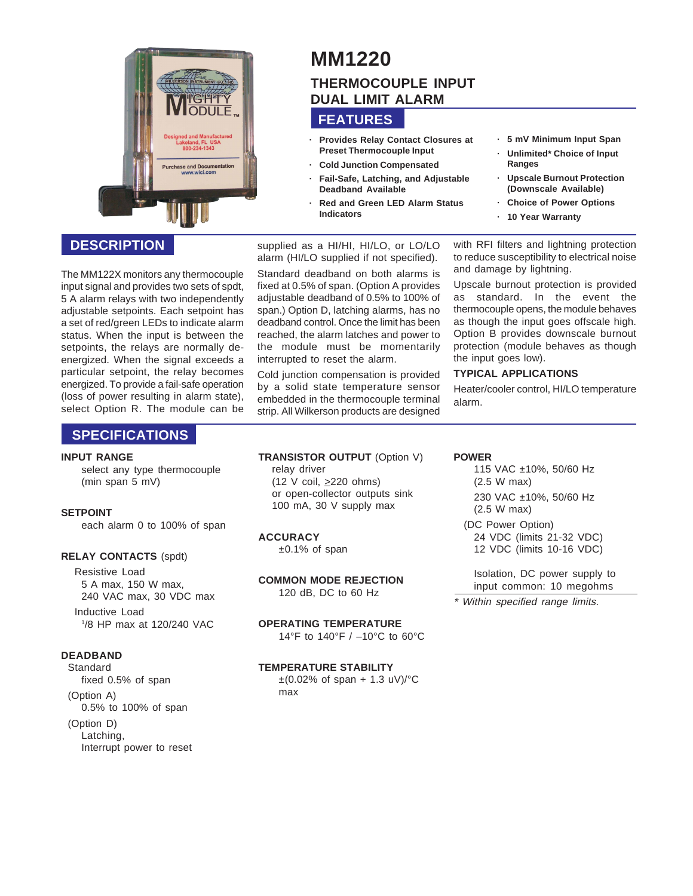# MM1220

## THERMOCOUPLE INPUT DUAL LIMIT ALARM

## FEATURES

- **Provides Relay Contact Closures at Preset Thermocouple Input**
- **Cold Junction Compensated**
- **Fail-Safe, Latching, and Adjustable Deadband Available**
- **Red and Green LED Alarm Status Indicators**
- **5 mV Minimum Input Span**
- **Unlimited* Choice of Input Ranges**
- **Upscale Burnout Protection (Downscale Available)**
- **Choice of Power Options**
- **10 Year Warranty**

## DESCRIPTION

The MM122X monitors any thermocouple input signal and provides two sets of spdt, 5 A alarm relays with two independently adjustable setpoints. Each setpoint has a set of red/green LEDs to indicate alarm status. When the input is between the setpoints, the relays are normally de-energized. When the signal exceeds a particular setpoint, the relay becomes energized. To provide a fail-safe operation (loss of power resulting in alarm state), select Option R. The module can be supplied as a HI/HI, HI/LO, or LO/LO alarm (HI/LO supplied if not specified).

Standard deadband on both alarms is fixed at 0.5% of span. (Option A provides adjustable deadband of 0.5% to 100% of span.) Option D, latching alarms, has no deadband control. Once the limit has been reached, the alarm latches and power to the module must be momentarily interrupted to reset the alarm.

Cold junction compensation is provided by a solid state temperature sensor embedded in the thermocouple terminal strip. All Wilkerson products are designed with RFI filters and lightning protection to reduce susceptibility to electrical noise and damage by lightning.

Upscale burnout protection is provided as standard. In the event the thermocouple opens, the module behaves as though the input goes offscale high. Option B provides downscale burnout protection (module behaves as though the input goes low).

### TYPICAL APPLICATIONS

Heater/cooler control, HI/LO temperature alarm.

## SPECIFICATIONS

**INPUT RANGE**
select any type thermocouple (min span 5 mV)

**SETPOINT**
each alarm 0 to 100% of span

**RELAY CONTACTS** (spdt)
Resistive Load
5 A max, 150 W max,
240 VAC max, 30 VDC max
Inductive Load
1/8 HP max at 120/240 VAC

**DEADBAND**
Standard
fixed 0.5% of span
(Option A)
0.5% to 100% of span
(Option D)
Latching,
Interrupt power to reset

**TRANSISTOR OUTPUT** (Option V)
relay driver
(12 V coil, ≥220 ohms)
or open-collector outputs sink 100 mA, 30 V supply max

**ACCURACY**
±0.1% of span

**COMMON MODE REJECTION**
120 dB, DC to 60 Hz

**OPERATING TEMPERATURE**
14°F to 140°F / –10°C to 60°C

**TEMPERATURE STABILITY**
±(0.02% of span + 1.3 uV)/°C max

**POWER**
115 VAC ±10%, 50/60 Hz
(2.5 W max)
230 VAC ±10%, 50/60 Hz
(2.5 W max)
(DC Power Option)
24 VDC (limits 21-32 VDC)
12 VDC (limits 10-16 VDC)

Isolation, DC power supply to input common: 10 megohms

*\* Within specified range limits.*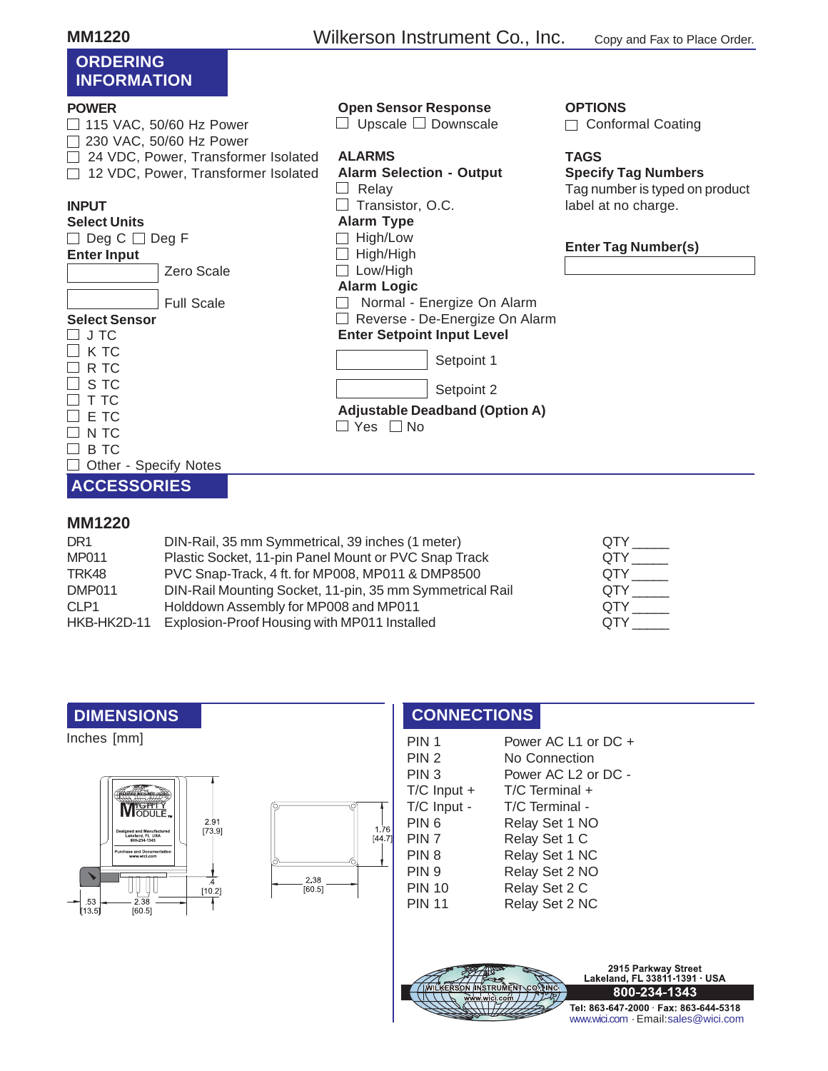MM1220 — Wilkerson Instrument Co., Inc. — Copy and Fax to Place Order.

## ORDERING INFORMATION

### POWER
- ☐ 115 VAC, 50/60 Hz Power
- ☐ 230 VAC, 50/60 Hz Power
- ☐ 24 VDC, Power, Transformer Isolated
- ☐ 12 VDC, Power, Transformer Isolated

### INPUT
**Select Units**

☐ Deg C ☐ Deg F

**Enter Input**

______ Zero Scale

______ Full Scale

**Select Sensor**
- ☐ J TC
- ☐ K TC
- ☐ R TC
- ☐ S TC
- ☐ T TC
- ☐ E TC
- ☐ N TC
- ☐ B TC
- ☐ Other - Specify Notes

### Open Sensor Response
☐ Upscale ☐ Downscale

### ALARMS
**Alarm Selection - Output**
- ☐ Relay
- ☐ Transistor, O.C.

**Alarm Type**
- ☐ High/Low
- ☐ High/High
- ☐ Low/High

**Alarm Logic**
- ☐ Normal - Energize On Alarm
- ☐ Reverse - De-Energize On Alarm

**Enter Setpoint Input Level**

______ Setpoint 1

______ Setpoint 2

**Adjustable Deadband (Option A)**

☐ Yes ☐ No

### OPTIONS
☐ Conformal Coating

### TAGS
**Specify Tag Numbers**

Tag number is typed on product label at no charge.

**Enter Tag Number(s)**

______

## ACCESSORIES

### MM1220

| | | |
|---|---|---|
| DR1 | DIN-Rail, 35 mm Symmetrical, 39 inches (1 meter) | QTY _____ |
| MP011 | Plastic Socket, 11-pin Panel Mount or PVC Snap Track | QTY _____ |
| TRK48 | PVC Snap-Track, 4 ft. for MP008, MP011 & DMP8500 | QTY _____ |
| DMP011 | DIN-Rail Mounting Socket, 11-pin, 35 mm Symmetrical Rail | QTY _____ |
| CLP1 | Holddown Assembly for MP008 and MP011 | QTY _____ |
| HKB-HK2D-11 | Explosion-Proof Housing with MP011 Installed | QTY _____ |

## DIMENSIONS

Inches [mm]

2.91 [73.9]

.4 [10.2]

.53 [13.5]

2.38 [60.5]

1.76 [44.7]

2.38 [60.5]

## CONNECTIONS

| | |
|---|---|
| PIN 1 | Power AC L1 or DC + |
| PIN 2 | No Connection |
| PIN 3 | Power AC L2 or DC - |
| T/C Input + | T/C Terminal + |
| T/C Input - | T/C Terminal - |
| PIN 6 | Relay Set 1 NO |
| PIN 7 | Relay Set 1 C |
| PIN 8 | Relay Set 1 NC |
| PIN 9 | Relay Set 2 NO |
| PIN 10 | Relay Set 2 C |
| PIN 11 | Relay Set 2 NC |

WILKERSON INSTRUMENT CO., INC.
www.wici.com

2915 Parkway Street
Lakeland, FL 33811-1391 · USA
800-234-1343
Tel: 863-647-2000 · Fax: 863-644-5318
www.wici.com · Email: sales@wici.com